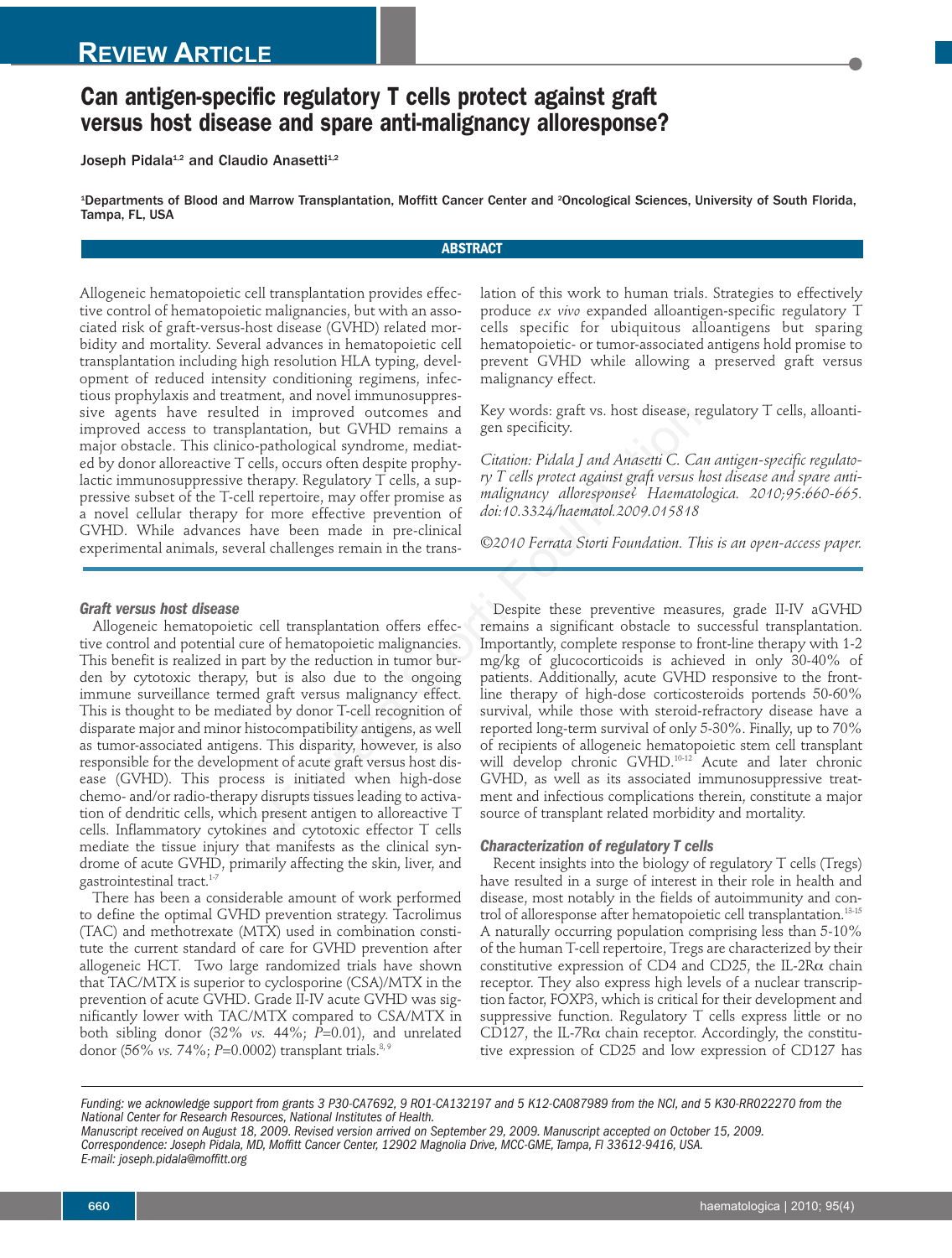REVIEW ARTICLE

# Can antigen-specific regulatory T cells protect against graft versus host disease and spare anti-malignancy alloresponse?

Joseph Pidala[1,2] and Claudio Anasetti[1,2]

[1]Departments of Blood and Marrow Transplantation, Moffitt Cancer Center and [2]Oncological Sciences, University of South Florida, Tampa, FL, USA

## ABSTRACT

Allogeneic hematopoietic cell transplantation provides effective control of hematopoietic malignancies, but with an associated risk of graft-versus-host disease (GVHD) related morbidity and mortality. Several advances in hematopoietic cell transplantation including high resolution HLA typing, development of reduced intensity conditioning regimens, infectious prophylaxis and treatment, and novel immunosuppressive agents have resulted in improved outcomes and improved access to transplantation, but GVHD remains a major obstacle. This clinico-pathological syndrome, mediated by donor alloreactive T cells, occurs often despite prophylactic immunosuppressive therapy. Regulatory T cells, a suppressive subset of the T-cell repertoire, may offer promise as a novel cellular therapy for more effective prevention of GVHD. While advances have been made in pre-clinical experimental animals, several challenges remain in the translation of this work to human trials. Strategies to effectively produce *ex vivo* expanded alloantigen-specific regulatory T cells specific for ubiquitous alloantigens but sparing hematopoietic- or tumor-associated antigens hold promise to prevent GVHD while allowing a preserved graft versus malignancy effect.

Key words: graft vs. host disease, regulatory T cells, alloantigen specificity.

*Citation: Pidala J and Anasetti C. Can antigen-specific regulatory T cells protect against graft versus host disease and spare anti-malignancy alloresponse? Haematologica. 2010;95:660-665. doi:10.3324/haematol.2009.015818*

*©2010 Ferrata Storti Foundation. This is an open-access paper.*

### Graft versus host disease

Allogeneic hematopoietic cell transplantation offers effective control and potential cure of hematopoietic malignancies. This benefit is realized in part by the reduction in tumor burden by cytotoxic therapy, but is also due to the ongoing immune surveillance termed graft versus malignancy effect. This is thought to be mediated by donor T-cell recognition of disparate major and minor histocompatibility antigens, as well as tumor-associated antigens. This disparity, however, is also responsible for the development of acute graft versus host disease (GVHD). This process is initiated when high-dose chemo- and/or radio-therapy disrupts tissues leading to activation of dendritic cells, which present antigen to alloreactive T cells. Inflammatory cytokines and cytotoxic effector T cells mediate the tissue injury that manifests as the clinical syndrome of acute GVHD, primarily affecting the skin, liver, and gastrointestinal tract.[1-7]

There has been a considerable amount of work performed to define the optimal GVHD prevention strategy. Tacrolimus (TAC) and methotrexate (MTX) used in combination constitute the current standard of care for GVHD prevention after allogeneic HCT. Two large randomized trials have shown that TAC/MTX is superior to cyclosporine (CSA)/MTX in the prevention of acute GVHD. Grade II-IV acute GVHD was significantly lower with TAC/MTX compared to CSA/MTX in both sibling donor (32% *vs.* 44%; $P=0.01$), and unrelated donor (56% *vs.* 74%; $P=0.0002$) transplant trials.[8,9]

Despite these preventive measures, grade II-IV aGVHD remains a significant obstacle to successful transplantation. Importantly, complete response to front-line therapy with 1-2 mg/kg of glucocorticoids is achieved in only 30-40% of patients. Additionally, acute GVHD responsive to the front-line therapy of high-dose corticosteroids portends 50-60% survival, while those with steroid-refractory disease have a reported long-term survival of only 5-30%. Finally, up to 70% of recipients of allogeneic hematopoietic stem cell transplant will develop chronic GVHD.[10-12] Acute and later chronic GVHD, as well as its associated immunosuppressive treatment and infectious complications therein, constitute a major source of transplant related morbidity and mortality.

### Characterization of regulatory T cells

Recent insights into the biology of regulatory T cells (Tregs) have resulted in a surge of interest in their role in health and disease, most notably in the fields of autoimmunity and control of alloresponse after hematopoietic cell transplantation.[13-15] A naturally occurring population comprising less than 5-10% of the human T-cell repertoire, Tregs are characterized by their constitutive expression of CD4 and CD25, the IL-2Rα chain receptor. They also express high levels of a nuclear transcription factor, FOXP3, which is critical for their development and suppressive function. Regulatory T cells express little or no CD127, the IL-7Rα chain receptor. Accordingly, the constitutive expression of CD25 and low expression of CD127 has

Funding: we acknowledge support from grants 3 P30-CA7692, 9 RO1-CA132197 and 5 K12-CA087989 from the NCI, and 5 K30-RR022270 from the National Center for Research Resources, National Institutes of Health.
Manuscript received on August 18, 2009. Revised version arrived on September 29, 2009. Manuscript accepted on October 15, 2009.
Correspondence: Joseph Pidala, MD, Moffitt Cancer Center, 12902 Magnolia Drive, MCC-GME, Tampa, Fl 33612-9416, USA.
E-mail: joseph.pidala@moffitt.org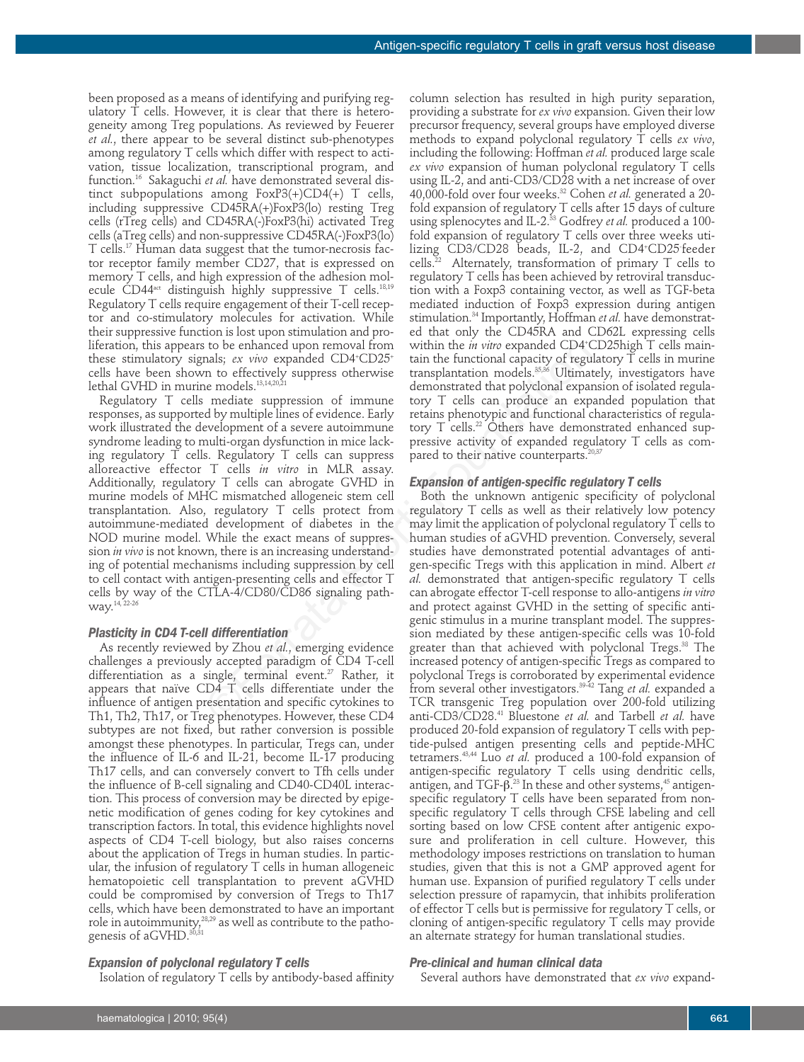been proposed as a means of identifying and purifying regulatory T cells. However, it is clear that there is heterogeneity among Treg populations. As reviewed by Feuerer *et al.*, there appear to be several distinct sub-phenotypes among regulatory T cells which differ with respect to activation, tissue localization, transcriptional program, and function.[16] Sakaguchi *et al.* have demonstrated several distinct subpopulations among FoxP3(+)CD4(+) T cells, including suppressive CD45RA(+)FoxP3(lo) resting Treg cells (rTreg cells) and CD45RA(-)FoxP3(hi) activated Treg cells (aTreg cells) and non-suppressive CD45RA(-)FoxP3(lo) T cells.[17] Human data suggest that the tumor-necrosis factor receptor family member CD27, that is expressed on memory T cells, and high expression of the adhesion molecule CD44[act] distinguish highly suppressive T cells.[18,19] Regulatory T cells require engagement of their T-cell receptor and co-stimulatory molecules for activation. While their suppressive function is lost upon stimulation and proliferation, this appears to be enhanced upon removal from these stimulatory signals; *ex vivo* expanded $CD4^{+}CD25^{+}$ cells have been shown to effectively suppress otherwise lethal GVHD in murine models.[13,14,20,21]

Regulatory T cells mediate suppression of immune responses, as supported by multiple lines of evidence. Early work illustrated the development of a severe autoimmune syndrome leading to multi-organ dysfunction in mice lacking regulatory T cells. Regulatory T cells can suppress alloreactive effector T cells *in vitro* in MLR assay. Additionally, regulatory T cells can abrogate GVHD in murine models of MHC mismatched allogeneic stem cell transplantation. Also, regulatory T cells protect from autoimmune-mediated development of diabetes in the NOD murine model. While the exact means of suppression *in vivo* is not known, there is an increasing understanding of potential mechanisms including suppression by cell to cell contact with antigen-presenting cells and effector T cells by way of the CTLA-4/CD80/CD86 signaling pathway.[14, 22-26]

### Plasticity in CD4 T-cell differentiation

As recently reviewed by Zhou *et al.*, emerging evidence challenges a previously accepted paradigm of CD4 T-cell differentiation as a single, terminal event.[27] Rather, it appears that naïve CD4 T cells differentiate under the influence of antigen presentation and specific cytokines to Th1, Th2, Th17, or Treg phenotypes. However, these CD4 subtypes are not fixed, but rather conversion is possible amongst these phenotypes. In particular, Tregs can, under the influence of IL-6 and IL-21, become IL-17 producing Th17 cells, and can conversely convert to Tfh cells under the influence of B-cell signaling and CD40-CD40L interaction. This process of conversion may be directed by epigenetic modification of genes coding for key cytokines and transcription factors. In total, this evidence highlights novel aspects of CD4 T-cell biology, but also raises concerns about the application of Tregs in human studies. In particular, the infusion of regulatory T cells in human allogeneic hematopoietic cell transplantation to prevent aGVHD could be compromised by conversion of Tregs to Th17 cells, which have been demonstrated to have an important role in autoimmunity,[28,29] as well as contribute to the pathogenesis of aGVHD.[30,31]

### Expansion of polyclonal regulatory T cells

Isolation of regulatory T cells by antibody-based affinity column selection has resulted in high purity separation, providing a substrate for *ex vivo* expansion. Given their low precursor frequency, several groups have employed diverse methods to expand polyclonal regulatory T cells *ex vivo*, including the following: Hoffman *et al.* produced large scale *ex vivo* expansion of human polyclonal regulatory T cells using IL-2, and anti-CD3/CD28 with a net increase of over 40,000-fold over four weeks.[32] Cohen *et al.* generated a 20-fold expansion of regulatory T cells after 15 days of culture using splenocytes and IL-2.[33] Godfrey *et al.* produced a 100-fold expansion of regulatory T cells over three weeks utilizing CD3/CD28 beads, IL-2, and $CD4^{+}CD25^{-}$ feeder cells.[22] Alternately, transformation of primary T cells to regulatory T cells has been achieved by retroviral transduction with a Foxp3 containing vector, as well as TGF-beta mediated induction of Foxp3 expression during antigen stimulation.[34] Importantly, Hoffman *et al.* have demonstrated that only the CD45RA and CD62L expressing cells within the *in vitro* expanded $CD4^{+}$CD25high T cells maintain the functional capacity of regulatory T cells in murine transplantation models.[35,36] Ultimately, investigators have demonstrated that polyclonal expansion of isolated regulatory T cells can produce an expanded population that retains phenotypic and functional characteristics of regulatory T cells.[22] Others have demonstrated enhanced suppressive activity of expanded regulatory T cells as compared to their native counterparts.[20,37]

### Expansion of antigen-specific regulatory T cells

Both the unknown antigenic specificity of polyclonal regulatory T cells as well as their relatively low potency may limit the application of polyclonal regulatory T cells to human studies of aGVHD prevention. Conversely, several studies have demonstrated potential advantages of antigen-specific Tregs with this application in mind. Albert *et al.* demonstrated that antigen-specific regulatory T cells can abrogate effector T-cell response to allo-antigens *in vitro* and protect against GVHD in the setting of specific antigenic stimulus in a murine transplant model. The suppression mediated by these antigen-specific cells was 10-fold greater than that achieved with polyclonal Tregs.[38] The increased potency of antigen-specific Tregs as compared to polyclonal Tregs is corroborated by experimental evidence from several other investigators.[39-42] Tang *et al.* expanded a TCR transgenic Treg population over 200-fold utilizing anti-CD3/CD28.[41] Bluestone *et al.* and Tarbell *et al.* have produced 20-fold expansion of regulatory T cells with peptide-pulsed antigen presenting cells and peptide-MHC tetramers.[43,44] Luo *et al.* produced a 100-fold expansion of antigen-specific regulatory T cells using dendritic cells, antigen, and TGF-β.[23] In these and other systems,[45] antigen-specific regulatory T cells have been separated from non-specific regulatory T cells through CFSE labeling and cell sorting based on low CFSE content after antigenic exposure and proliferation in cell culture. However, this methodology imposes restrictions on translation to human studies, given that this is not a GMP approved agent for human use. Expansion of purified regulatory T cells under selection pressure of rapamycin, that inhibits proliferation of effector T cells but is permissive for regulatory T cells, or cloning of antigen-specific regulatory T cells may provide an alternate strategy for human translational studies.

### Pre-clinical and human clinical data

Several authors have demonstrated that *ex vivo* expand-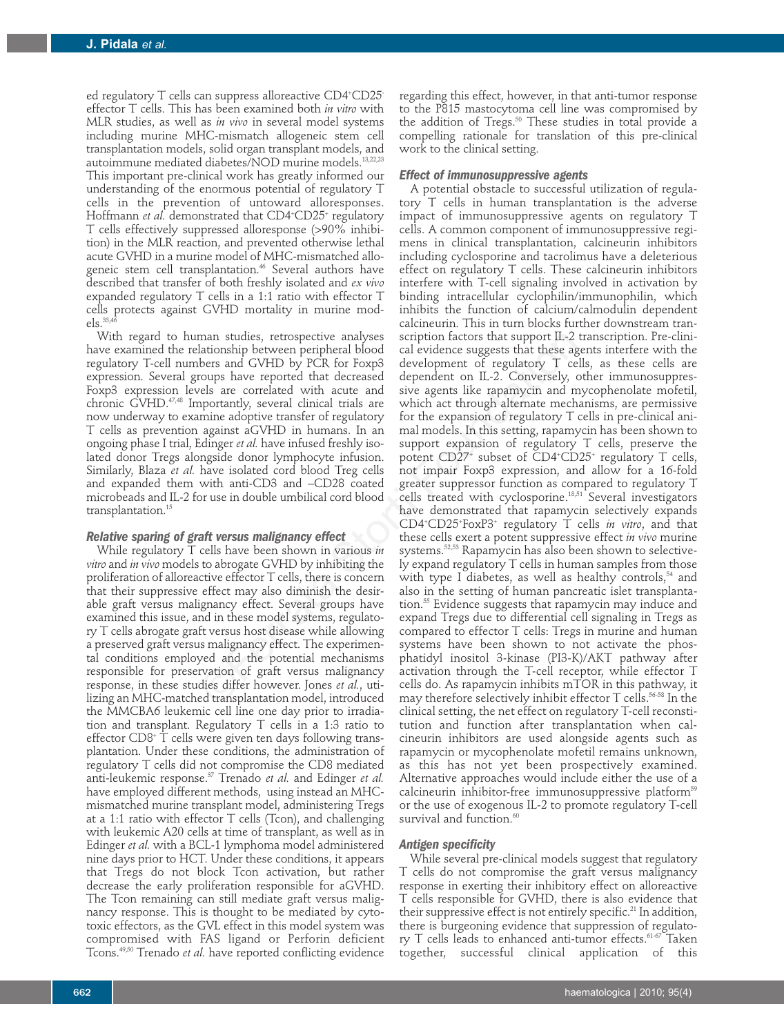ed regulatory T cells can suppress alloreactive CD4$^+$CD25$^-$ effector T cells. This has been examined both *in vitro* with MLR studies, as well as *in vivo* in several model systems including murine MHC-mismatch allogeneic stem cell transplantation models, solid organ transplant models, and autoimmune mediated diabetes/NOD murine models.[13,22,23] This important pre-clinical work has greatly informed our understanding of the enormous potential of regulatory T cells in the prevention of untoward alloresponses. Hoffmann *et al.* demonstrated that CD4$^+$CD25$^+$ regulatory T cells effectively suppressed alloresponse (>90% inhibition) in the MLR reaction, and prevented otherwise lethal acute GVHD in a murine model of MHC-mismatched allogeneic stem cell transplantation.[46] Several authors have described that transfer of both freshly isolated and *ex vivo* expanded regulatory T cells in a 1:1 ratio with effector T cells protects against GVHD mortality in murine models.[33,46]

With regard to human studies, retrospective analyses have examined the relationship between peripheral blood regulatory T-cell numbers and GVHD by PCR for Foxp3 expression. Several groups have reported that decreased Foxp3 expression levels are correlated with acute and chronic GVHD.[47,48] Importantly, several clinical trials are now underway to examine adoptive transfer of regulatory T cells as prevention against aGVHD in humans. In an ongoing phase I trial, Edinger *et al.* have infused freshly isolated donor Tregs alongside donor lymphocyte infusion. Similarly, Blaza *et al.* have isolated cord blood Treg cells and expanded them with anti-CD3 and –CD28 coated microbeads and IL-2 for use in double umbilical cord blood transplantation.[15]

### Relative sparing of graft versus malignancy effect

While regulatory T cells have been shown in various *in vitro* and *in vivo* models to abrogate GVHD by inhibiting the proliferation of alloreactive effector T cells, there is concern that their suppressive effect may also diminish the desirable graft versus malignancy effect. Several groups have examined this issue, and in these model systems, regulatory T cells abrogate graft versus host disease while allowing a preserved graft versus malignancy effect. The experimental conditions employed and the potential mechanisms responsible for preservation of graft versus malignancy response, in these studies differ however. Jones *et al.*, utilizing an MHC-matched transplantation model, introduced the MMCBA6 leukemic cell line one day prior to irradiation and transplant. Regulatory T cells in a 1:3 ratio to effector CD8$^+$ T cells were given ten days following transplantation. Under these conditions, the administration of regulatory T cells did not compromise the CD8 mediated anti-leukemic response.[37] Trenado *et al.* and Edinger *et al.* have employed different methods, using instead an MHC-mismatched murine transplant model, administering Tregs at a 1:1 ratio with effector T cells (Tcon), and challenging with leukemic A20 cells at time of transplant, as well as in Edinger *et al.* with a BCL-1 lymphoma model administered nine days prior to HCT. Under these conditions, it appears that Tregs do not block Tcon activation, but rather decrease the early proliferation responsible for aGVHD. The Tcon remaining can still mediate graft versus malignancy response. This is thought to be mediated by cytotoxic effectors, as the GVL effect in this model system was compromised with FAS ligand or Perforin deficient Tcons.[49,50] Trenado *et al.* have reported conflicting evidence regarding this effect, however, in that anti-tumor response to the P815 mastocytoma cell line was compromised by the addition of Tregs.[50] These studies in total provide a compelling rationale for translation of this pre-clinical work to the clinical setting.

### Effect of immunosuppressive agents

A potential obstacle to successful utilization of regulatory T cells in human transplantation is the adverse impact of immunosuppressive agents on regulatory T cells. A common component of immunosuppressive regimens in clinical transplantation, calcineurin inhibitors including cyclosporine and tacrolimus have a deleterious effect on regulatory T cells. These calcineurin inhibitors interfere with T-cell signaling involved in activation by binding intracellular cyclophilin/immunophilin, which inhibits the function of calcium/calmodulin dependent calcineurin. This in turn blocks further downstream transcription factors that support IL-2 transcription. Pre-clinical evidence suggests that these agents interfere with the development of regulatory T cells, as these cells are dependent on IL-2. Conversely, other immunosuppressive agents like rapamycin and mycophenolate mofetil, which act through alternate mechanisms, are permissive for the expansion of regulatory T cells in pre-clinical animal models. In this setting, rapamycin has been shown to support expansion of regulatory T cells, preserve the potent CD27$^+$ subset of CD4$^+$CD25$^+$ regulatory T cells, not impair Foxp3 expression, and allow for a 16-fold greater suppressor function as compared to regulatory T cells treated with cyclosporine.[18,51] Several investigators have demonstrated that rapamycin selectively expands CD4$^+$CD25$^+$FoxP3$^+$ regulatory T cells *in vitro*, and that these cells exert a potent suppressive effect *in vivo* murine systems.[52,53] Rapamycin has also been shown to selectively expand regulatory T cells in human samples from those with type I diabetes, as well as healthy controls,[54] and also in the setting of human pancreatic islet transplantation.[55] Evidence suggests that rapamycin may induce and expand Tregs due to differential cell signaling in Tregs as compared to effector T cells: Tregs in murine and human systems have been shown to not activate the phosphatidyl inositol 3-kinase (PI3-K)/AKT pathway after activation through the T-cell receptor, while effector T cells do. As rapamycin inhibits mTOR in this pathway, it may therefore selectively inhibit effector T cells.[56-58] In the clinical setting, the net effect on regulatory T-cell reconstitution and function after transplantation when calcineurin inhibitors are used alongside agents such as rapamycin or mycophenolate mofetil remains unknown, as this has not yet been prospectively examined. Alternative approaches would include either the use of a calcineurin inhibitor-free immunosuppressive platform[59] or the use of exogenous IL-2 to promote regulatory T-cell survival and function.[60]

### Antigen specificity

While several pre-clinical models suggest that regulatory T cells do not compromise the graft versus malignancy response in exerting their inhibitory effect on alloreactive T cells responsible for GVHD, there is also evidence that their suppressive effect is not entirely specific.[21] In addition, there is burgeoning evidence that suppression of regulatory T cells leads to enhanced anti-tumor effects.[61-67] Taken together, successful clinical application of this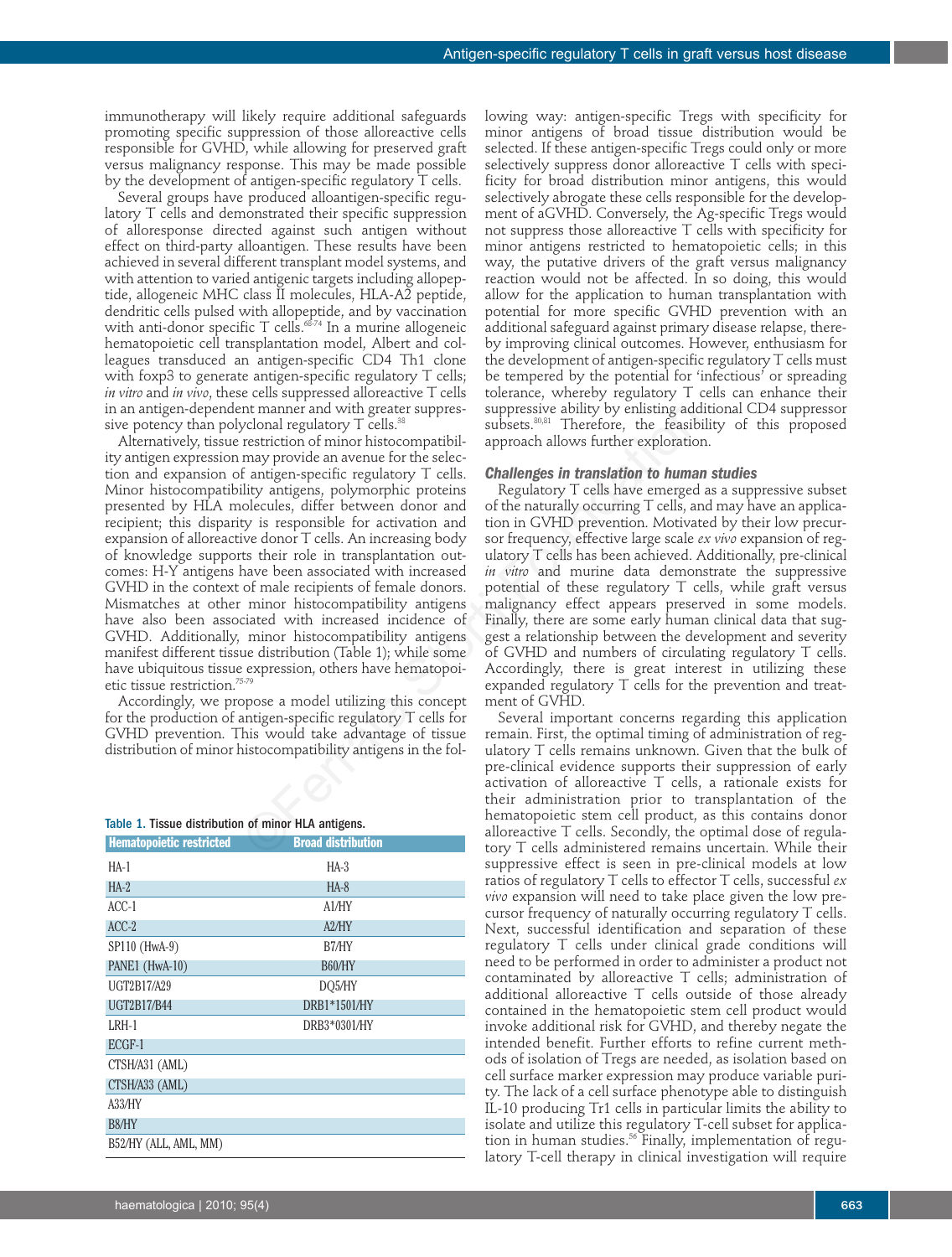immunotherapy will likely require additional safeguards promoting specific suppression of those alloreactive cells responsible for GVHD, while allowing for preserved graft versus malignancy response. This may be made possible by the development of antigen-specific regulatory T cells.

Several groups have produced alloantigen-specific regulatory T cells and demonstrated their specific suppression of alloresponse directed against such antigen without effect on third-party alloantigen. These results have been achieved in several different transplant model systems, and with attention to varied antigenic targets including allopeptide, allogeneic MHC class II molecules, HLA-A2 peptide, dendritic cells pulsed with allopeptide, and by vaccination with anti-donor specific T cells.[68-74] In a murine allogeneic hematopoietic cell transplantation model, Albert and colleagues transduced an antigen-specific CD4 Th1 clone with foxp3 to generate antigen-specific regulatory T cells; *in vitro* and *in vivo*, these cells suppressed alloreactive T cells in an antigen-dependent manner and with greater suppressive potency than polyclonal regulatory T cells.[38]

Alternatively, tissue restriction of minor histocompatibility antigen expression may provide an avenue for the selection and expansion of antigen-specific regulatory T cells. Minor histocompatibility antigens, polymorphic proteins presented by HLA molecules, differ between donor and recipient; this disparity is responsible for activation and expansion of alloreactive donor T cells. An increasing body of knowledge supports their role in transplantation outcomes: H-Y antigens have been associated with increased GVHD in the context of male recipients of female donors. Mismatches at other minor histocompatibility antigens have also been associated with increased incidence of GVHD. Additionally, minor histocompatibility antigens manifest different tissue distribution (Table 1); while some have ubiquitous tissue expression, others have hematopoietic tissue restriction.[75-79]

Accordingly, we propose a model utilizing this concept for the production of antigen-specific regulatory T cells for GVHD prevention. This would take advantage of tissue distribution of minor histocompatibility antigens in the following way: antigen-specific Tregs with specificity for minor antigens of broad tissue distribution would be selected. If these antigen-specific Tregs could only or more selectively suppress donor alloreactive T cells with specificity for broad distribution minor antigens, this would selectively abrogate these cells responsible for the development of aGVHD. Conversely, the Ag-specific Tregs would not suppress those alloreactive T cells with specificity for minor antigens restricted to hematopoietic cells; in this way, the putative drivers of the graft versus malignancy reaction would not be affected. In so doing, this would allow for the application to human transplantation with potential for more specific GVHD prevention with an additional safeguard against primary disease relapse, thereby improving clinical outcomes. However, enthusiasm for the development of antigen-specific regulatory T cells must be tempered by the potential for 'infectious' or spreading tolerance, whereby regulatory T cells can enhance their suppressive ability by enlisting additional CD4 suppressor subsets.[80,81] Therefore, the feasibility of this proposed approach allows further exploration.

Table 1. Tissue distribution of minor HLA antigens.

| Hematopoietic restricted | Broad distribution |
|---|---|
| HA-1 | HA-3 |
| HA-2 | HA-8 |
| ACC-1 | A1/HY |
| ACC-2 | A2/HY |
| SP110 (HwA-9) | B7/HY |
| PANE1 (HwA-10) | B60/HY |
| UGT2B17/A29 | DQ5/HY |
| UGT2B17/B44 | DRB1*1501/HY |
| LRH-1 | DRB3*0301/HY |
| ECGF-1 | |
| CTSH/A31 (AML) | |
| CTSH/A33 (AML) | |
| A33/HY | |
| B8/HY | |
| B52/HY (ALL, AML, MM) | |

### Challenges in translation to human studies

Regulatory T cells have emerged as a suppressive subset of the naturally occurring T cells, and may have an application in GVHD prevention. Motivated by their low precursor frequency, effective large scale *ex vivo* expansion of regulatory T cells has been achieved. Additionally, pre-clinical *in vitro* and murine data demonstrate the suppressive potential of these regulatory T cells, while graft versus malignancy effect appears preserved in some models. Finally, there are some early human clinical data that suggest a relationship between the development and severity of GVHD and numbers of circulating regulatory T cells. Accordingly, there is great interest in utilizing these expanded regulatory T cells for the prevention and treatment of GVHD.

Several important concerns regarding this application remain. First, the optimal timing of administration of regulatory T cells remains unknown. Given that the bulk of pre-clinical evidence supports their suppression of early activation of alloreactive T cells, a rationale exists for their administration prior to transplantation of the hematopoietic stem cell product, as this contains donor alloreactive T cells. Secondly, the optimal dose of regulatory T cells administered remains uncertain. While their suppressive effect is seen in pre-clinical models at low ratios of regulatory T cells to effector T cells, successful *ex vivo* expansion will need to take place given the low precursor frequency of naturally occurring regulatory T cells. Next, successful identification and separation of these regulatory T cells under clinical grade conditions will need to be performed in order to administer a product not contaminated by alloreactive T cells; administration of additional alloreactive T cells outside of those already contained in the hematopoietic stem cell product would invoke additional risk for GVHD, and thereby negate the intended benefit. Further efforts to refine current methods of isolation of Tregs are needed, as isolation based on cell surface marker expression may produce variable purity. The lack of a cell surface phenotype able to distinguish IL-10 producing Tr1 cells in particular limits the ability to isolate and utilize this regulatory T-cell subset for application in human studies.[56] Finally, implementation of regulatory T-cell therapy in clinical investigation will require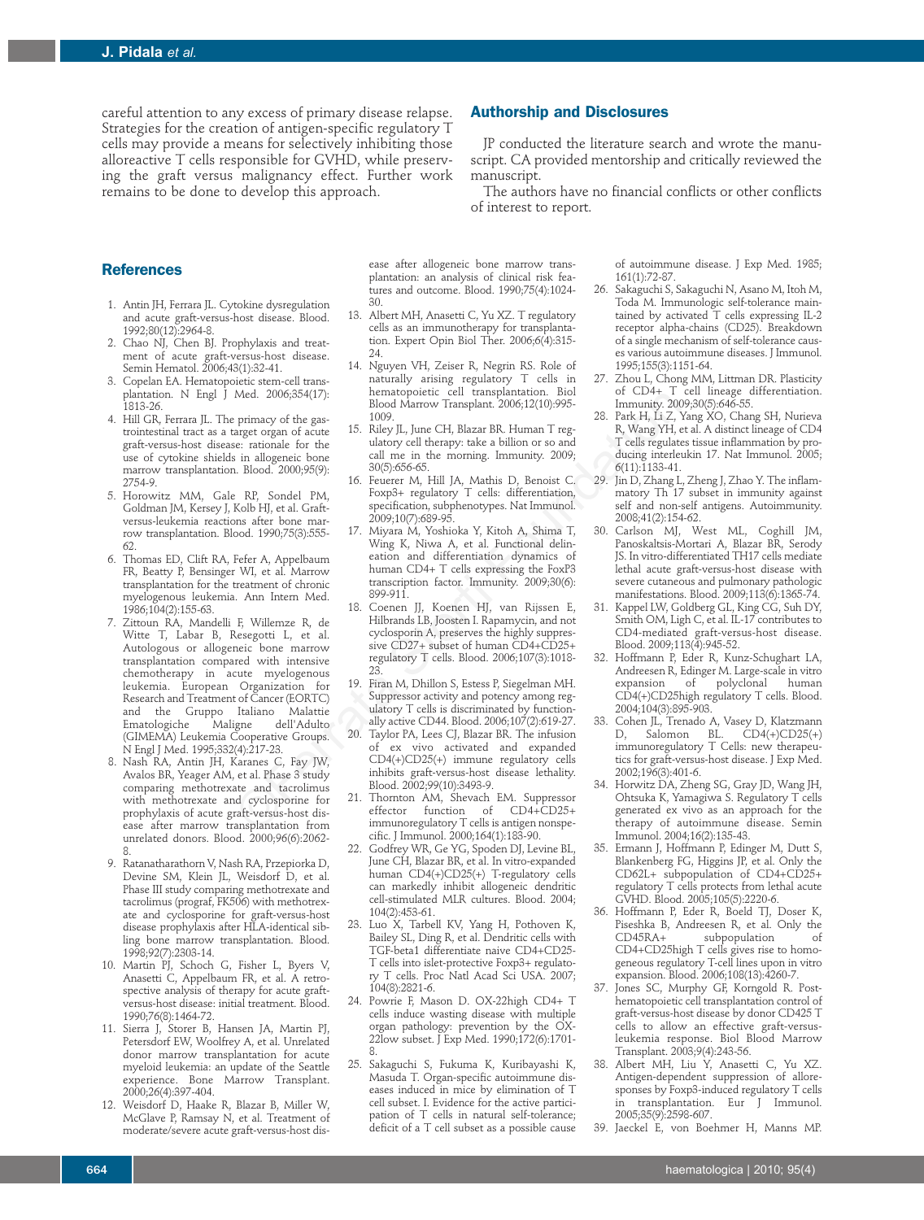careful attention to any excess of primary disease relapse. Strategies for the creation of antigen-specific regulatory T cells may provide a means for selectively inhibiting those alloreactive T cells responsible for GVHD, while preserving the graft versus malignancy effect. Further work remains to be done to develop this approach.

## Authorship and Disclosures

JP conducted the literature search and wrote the manuscript. CA provided mentorship and critically reviewed the manuscript.

The authors have no financial conflicts or other conflicts of interest to report.

## References

1. Antin JH, Ferrara JL. Cytokine dysregulation and acute graft-versus-host disease. Blood. 1992;80(12):2964-8.
2. Chao NJ, Chen BJ. Prophylaxis and treatment of acute graft-versus-host disease. Semin Hematol. 2006;43(1):32-41.
3. Copelan EA. Hematopoietic stem-cell transplantation. N Engl J Med. 2006;354(17):1813-26.
4. Hill GR, Ferrara JL. The primacy of the gastrointestinal tract as a target organ of acute graft-versus-host disease: rationale for the use of cytokine shields in allogeneic bone marrow transplantation. Blood. 2000;95(9):2754-9.
5. Horowitz MM, Gale RP, Sondel PM, Goldman JM, Kersey J, Kolb HJ, et al. Graft-versus-leukemia reactions after bone marrow transplantation. Blood. 1990;75(3):555-62.
6. Thomas ED, Clift RA, Fefer A, Appelbaum FR, Beatty P, Bensinger WI, et al. Marrow transplantation for the treatment of chronic myelogenous leukemia. Ann Intern Med. 1986;104(2):155-63.
7. Zittoun RA, Mandelli F, Willemze R, de Witte T, Labar B, Resegotti L, et al. Autologous or allogeneic bone marrow transplantation compared with intensive chemotherapy in acute myelogenous leukemia. European Organization for Research and Treatment of Cancer (EORTC) and the Gruppo Italiano Malattie Ematologiche Maligne dell'Adulto (GIMEMA) Leukemia Cooperative Groups. N Engl J Med. 1995;332(4):217-23.
8. Nash RA, Antin JH, Karanes C, Fay JW, Avalos BR, Yeager AM, et al. Phase 3 study comparing methotrexate and tacrolimus with methotrexate and cyclosporine for prophylaxis of acute graft-versus-host disease after marrow transplantation from unrelated donors. Blood. 2000;96(6):2062-8.
9. Ratanatharathorn V, Nash RA, Przepiorka D, Devine SM, Klein JL, Weisdorf D, et al. Phase III study comparing methotrexate and tacrolimus (prograf, FK506) with methotrexate and cyclosporine for graft-versus-host disease prophylaxis after HLA-identical sibling bone marrow transplantation. Blood. 1998;92(7):2303-14.
10. Martin PJ, Schoch G, Fisher L, Byers V, Anasetti C, Appelbaum FR, et al. A retrospective analysis of therapy for acute graft-versus-host disease: initial treatment. Blood. 1990;76(8):1464-72.
11. Sierra J, Storer B, Hansen JA, Martin PJ, Petersdorf EW, Woolfrey A, et al. Unrelated donor marrow transplantation for acute myeloid leukemia: an update of the Seattle experience. Bone Marrow Transplant. 2000;26(4):397-404.
12. Weisdorf D, Haake R, Blazar B, Miller W, McGlave P, Ramsay N, et al. Treatment of moderate/severe acute graft-versus-host disease after allogeneic bone marrow transplantation: an analysis of clinical risk features and outcome. Blood. 1990;75(4):1024-30.
13. Albert MH, Anasetti C, Yu XZ. T regulatory cells as an immunotherapy for transplantation. Expert Opin Biol Ther. 2006;6(4):315-24.
14. Nguyen VH, Zeiser R, Negrin RS. Role of naturally arising regulatory T cells in hematopoietic cell transplantation. Biol Blood Marrow Transplant. 2006;12(10):995-1009.
15. Riley JL, June CH, Blazar BR. Human T regulatory cell therapy: take a billion or so and call me in the morning. Immunity. 2009;30(5):656-65.
16. Feuerer M, Hill JA, Mathis D, Benoist C. Foxp3+ regulatory T cells: differentiation, specification, subphenotypes. Nat Immunol. 2009;10(7):689-95.
17. Miyara M, Yoshioka Y, Kitoh A, Shima T, Wing K, Niwa A, et al. Functional delineation and differentiation dynamics of human CD4+ T cells expressing the FoxP3 transcription factor. Immunity. 2009;30(6):899-911.
18. Coenen JJ, Koenen HJ, van Rijssen E, Hilbrands LB, Joosten I. Rapamycin, and not cyclosporin A, preserves the highly suppressive CD27+ subset of human CD4+CD25+ regulatory T cells. Blood. 2006;107(3):1018-23.
19. Firan M, Dhillon S, Estess P, Siegelman MH. Suppressor activity and potency among regulatory T cells is discriminated by functionally active CD44. Blood. 2006;107(2):619-27.
20. Taylor PA, Lees CJ, Blazar BR. The infusion of ex vivo activated and expanded CD4(+)CD25(+) immune regulatory cells inhibits graft-versus-host disease lethality. Blood. 2002;99(10):3493-9.
21. Thornton AM, Shevach EM. Suppressor effector function of CD4+CD25+ immunoregulatory T cells is antigen nonspecific. J Immunol. 2000;164(1):183-90.
22. Godfrey WR, Ge YG, Spoden DJ, Levine BL, June CH, Blazar BR, et al. In vitro-expanded human CD4(+)CD25(+) T-regulatory cells can markedly inhibit allogeneic dendritic cell-stimulated MLR cultures. Blood. 2004;104(2):453-61.
23. Luo X, Tarbell KV, Yang H, Pothoven K, Bailey SL, Ding R, et al. Dendritic cells with TGF-beta1 differentiate naive CD4+CD25- T cells into islet-protective Foxp3+ regulatory T cells. Proc Natl Acad Sci USA. 2007;104(8):2821-6.
24. Powrie F, Mason D. OX-22high CD4+ T cells induce wasting disease with multiple organ pathology: prevention by the OX-22low subset. J Exp Med. 1990;172(6):1701-8.
25. Sakaguchi S, Fukuma K, Kuribayashi K, Masuda T. Organ-specific autoimmune diseases induced in mice by elimination of T cell subset. I. Evidence for the active participation of T cells in natural self-tolerance; deficit of a T cell subset as a possible cause of autoimmune disease. J Exp Med. 1985;161(1):72-87.
26. Sakaguchi S, Sakaguchi N, Asano M, Itoh M, Toda M. Immunologic self-tolerance maintained by activated T cells expressing IL-2 receptor alpha-chains (CD25). Breakdown of a single mechanism of self-tolerance causes various autoimmune diseases. J Immunol. 1995;155(3):1151-64.
27. Zhou L, Chong MM, Littman DR. Plasticity of CD4+ T cell lineage differentiation. Immunity. 2009;30(5):646-55.
28. Park H, Li Z, Yang XO, Chang SH, Nurieva R, Wang YH, et al. A distinct lineage of CD4 T cells regulates tissue inflammation by producing interleukin 17. Nat Immunol. 2005;6(11):1133-41.
29. Jin D, Zhang L, Zheng J, Zhao Y. The inflammatory Th 17 subset in immunity against self and non-self antigens. Autoimmunity. 2008;41(2):154-62.
30. Carlson MJ, West ML, Coghill JM, Panoskaltsis-Mortari A, Blazar BR, Serody JS. In vitro-differentiated TH17 cells mediate lethal acute graft-versus-host disease with severe cutaneous and pulmonary pathologic manifestations. Blood. 2009;113(6):1365-74.
31. Kappel LW, Goldberg GL, King CG, Suh DY, Smith OM, Ligh C, et al. IL-17 contributes to CD4-mediated graft-versus-host disease. Blood. 2009;113(4):945-52.
32. Hoffmann P, Eder R, Kunz-Schughart LA, Andreesen R, Edinger M. Large-scale in vitro expansion of polyclonal human CD4(+)CD25high regulatory T cells. Blood. 2004;104(3):895-903.
33. Cohen JL, Trenado A, Vasey D, Klatzmann D, Salomon BL. CD4(+)CD25(+) immunoregulatory T Cells: new therapeutics for graft-versus-host disease. J Exp Med. 2002;196(3):401-6.
34. Horwitz DA, Zheng SG, Gray JD, Wang JH, Ohtsuka K, Yamagiwa S. Regulatory T cells generated ex vivo as an approach for the therapy of autoimmune disease. Semin Immunol. 2004;16(2):135-43.
35. Ermann J, Hoffmann P, Edinger M, Dutt S, Blankenberg FG, Higgins JP, et al. Only the CD62L+ subpopulation of CD4+CD25+ regulatory T cells protects from lethal acute GVHD. Blood. 2005;105(5):2220-6.
36. Hoffmann P, Eder R, Boeld TJ, Doser K, Piseshka B, Andreesen R, et al. Only the CD45RA+ subpopulation of CD4+CD25high T cells gives rise to homogeneous regulatory T-cell lines upon in vitro expansion. Blood. 2006;108(13):4260-7.
37. Jones SC, Murphy GF, Korngold R. Post-hematopoietic cell transplantation control of graft-versus-host disease by donor CD425 T cells to allow an effective graft-versus-leukemia response. Biol Blood Marrow Transplant. 2003;9(4):243-56.
38. Albert MH, Liu Y, Anasetti C, Yu XZ. Antigen-dependent suppression of alloresponses by Foxp3-induced regulatory T cells in transplantation. Eur J Immunol. 2005;35(9):2598-607.
39. Jaeckel E, von Boehmer H, Manns MP.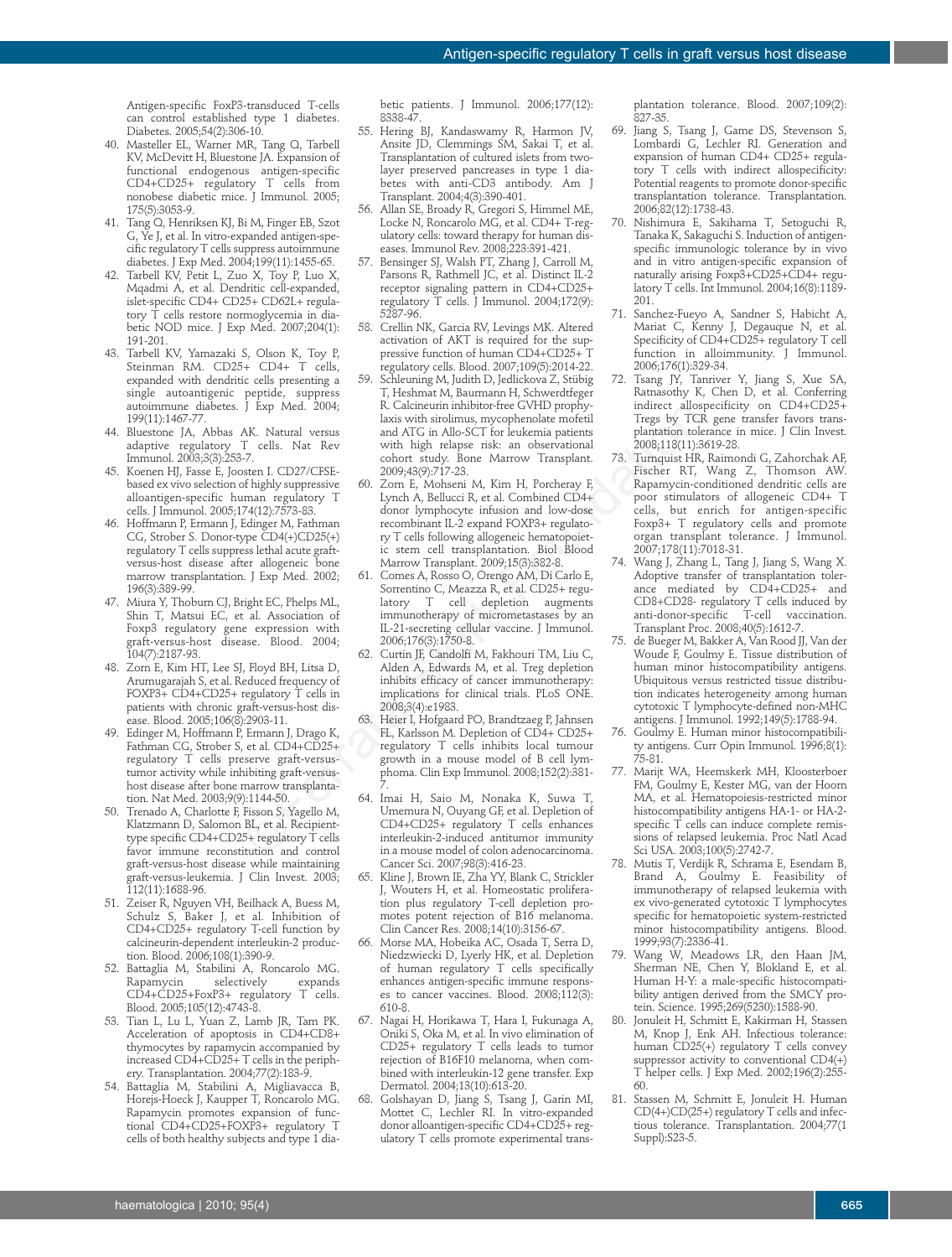Antigen-specific FoxP3-transduced T-cells can control established type 1 diabetes. Diabetes. 2005;54(2):306-10.

40. Masteller EL, Warner MR, Tang Q, Tarbell KV, McDevitt H, Bluestone JA. Expansion of functional endogenous antigen-specific CD4+CD25+ regulatory T cells from nonobese diabetic mice. J Immunol. 2005; 175(5):3053-9.
41. Tang Q, Henriksen KJ, Bi M, Finger EB, Szot G, Ye J, et al. In vitro-expanded antigen-specific regulatory T cells suppress autoimmune diabetes. J Exp Med. 2004;199(11):1455-65.
42. Tarbell KV, Petit L, Zuo X, Toy P, Luo X, Mqadmi A, et al. Dendritic cell-expanded, islet-specific CD4+ CD25+ CD62L+ regulatory T cells restore normoglycemia in diabetic NOD mice. J Exp Med. 2007;204(1): 191-201.
43. Tarbell KV, Yamazaki S, Olson K, Toy P, Steinman RM. CD25+ CD4+ T cells, expanded with dendritic cells presenting a single autoantigenic peptide, suppress autoimmune diabetes. J Exp Med. 2004; 199(11):1467-77.
44. Bluestone JA, Abbas AK. Natural versus adaptive regulatory T cells. Nat Rev Immunol. 2003;3(3):253-7.
45. Koenen HJ, Fasse E, Joosten I. CD27/CFSE-based ex vivo selection of highly suppressive alloantigen-specific human regulatory T cells. J Immunol. 2005;174(12):7573-83.
46. Hoffmann P, Ermann J, Edinger M, Fathman CG, Strober S. Donor-type CD4(+)CD25(+) regulatory T cells suppress lethal acute graft-versus-host disease after allogeneic bone marrow transplantation. J Exp Med. 2002; 196(3):389-99.
47. Miura Y, Thoburn CJ, Bright EC, Phelps ML, Shin T, Matsui EC, et al. Association of Foxp3 regulatory gene expression with graft-versus-host disease. Blood. 2004; 104(7):2187-93.
48. Zorn E, Kim HT, Lee SJ, Floyd BH, Litsa D, Arumugarajah S, et al. Reduced frequency of FOXP3+ CD4+CD25+ regulatory T cells in patients with chronic graft-versus-host disease. Blood. 2005;106(8):2903-11.
49. Edinger M, Hoffmann P, Ermann J, Drago K, Fathman CG, Strober S, et al. CD4+CD25+ regulatory T cells preserve graft-versus-tumor activity while inhibiting graft-versus-host disease after bone marrow transplantation. Nat Med. 2003;9(9):1144-50.
50. Trenado A, Charlotte F, Fisson S, Yagello M, Klatzmann D, Salomon BL, et al. Recipient-type specific CD4+CD25+ regulatory T cells favor immune reconstitution and control graft-versus-host disease while maintaining graft-versus-leukemia. J Clin Invest. 2003; 112(11):1688-96.
51. Zeiser R, Nguyen VH, Beilhack A, Buess M, Schulz S, Baker J, et al. Inhibition of CD4+CD25+ regulatory T-cell function by calcineurin-dependent interleukin-2 production. Blood. 2006;108(1):390-9.
52. Battaglia M, Stabilini A, Roncarolo MG. Rapamycin selectively expands CD4+CD25+FoxP3+ regulatory T cells. Blood. 2005;105(12):4743-8.
53. Tian L, Lu L, Yuan Z, Lamb JR, Tam PK. Acceleration of apoptosis in CD4+CD8+ thymocytes by rapamycin accompanied by increased CD4+CD25+ T cells in the periphery. Transplantation. 2004;77(2):183-9.
54. Battaglia M, Stabilini A, Migliavacca B, Horejs-Hoeck J, Kaupper T, Roncarolo MG. Rapamycin promotes expansion of functional CD4+CD25+FOXP3+ regulatory T cells of both healthy subjects and type 1 diabetic patients. J Immunol. 2006;177(12): 8338-47.
55. Hering BJ, Kandaswamy R, Harmon JV, Ansite JD, Clemmings SM, Sakai T, et al. Transplantation of cultured islets from two-layer preserved pancreases in type 1 diabetes with anti-CD3 antibody. Am J Transplant. 2004;4(3):390-401.
56. Allan SE, Broady R, Gregori S, Himmel ME, Locke N, Roncarolo MG, et al. CD4+ T-regulatory cells: toward therapy for human diseases. Immunol Rev. 2008;223:391-421.
57. Bensinger SJ, Walsh PT, Zhang J, Carroll M, Parsons R, Rathmell JC, et al. Distinct IL-2 receptor signaling pattern in CD4+CD25+ regulatory T cells. J Immunol. 2004;172(9): 5287-96.
58. Crellin NK, Garcia RV, Levings MK. Altered activation of AKT is required for the suppressive function of human CD4+CD25+ T regulatory cells. Blood. 2007;109(5):2014-22.
59. Schleuning M, Judith D, Jedlickova Z, Stübig T, Heshmat M, Baurmann H, Schwerdtfeger R. Calcineurin inhibitor-free GVHD prophylaxis with sirolimus, mycophenolate mofetil and ATG in Allo-SCT for leukemia patients with high relapse risk: an observational cohort study. Bone Marrow Transplant. 2009;43(9):717-23.
60. Zorn E, Mohseni M, Kim H, Porcheray F, Lynch A, Bellucci R, et al. Combined CD4+ donor lymphocyte infusion and low-dose recombinant IL-2 expand FOXP3+ regulatory T cells following allogeneic hematopoietic stem cell transplantation. Biol Blood Marrow Transplant. 2009;15(3):382-8.
61. Comes A, Rosso O, Orengo AM, Di Carlo E, Sorrentino C, Meazza R, et al. CD25+ regulatory T cell depletion augments immunotherapy of micrometastases by an IL-21-secreting cellular vaccine. J Immunol. 2006;176(3):1750-8.
62. Curtin JF, Candolfi M, Fakhouri TM, Liu C, Alden A, Edwards M, et al. Treg depletion inhibits efficacy of cancer immunotherapy: implications for clinical trials. PLoS ONE. 2008;3(4):e1983.
63. Heier I, Hofgaard PO, Brandtzaeg P, Jahnsen FL, Karlsson M. Depletion of CD4+ CD25+ regulatory T cells inhibits local tumour growth in a mouse model of B cell lymphoma. Clin Exp Immunol. 2008;152(2):381-7.
64. Imai H, Saio M, Nonaka K, Suwa T, Umemura N, Ouyang GF, et al. Depletion of CD4+CD25+ regulatory T cells enhances interleukin-2-induced antitumor immunity in a mouse model of colon adenocarcinoma. Cancer Sci. 2007;98(3):416-23.
65. Kline J, Brown IE, Zha YY, Blank C, Strickler J, Wouters H, et al. Homeostatic proliferation plus regulatory T-cell depletion promotes potent rejection of B16 melanoma. Clin Cancer Res. 2008;14(10):3156-67.
66. Morse MA, Hobeika AC, Osada T, Serra D, Niedzwiecki D, Lyerly HK, et al. Depletion of human regulatory T cells specifically enhances antigen-specific immune responses to cancer vaccines. Blood. 2008;112(3): 610-8.
67. Nagai H, Horikawa T, Hara I, Fukunaga A, Oniki S, Oka M, et al. In vivo elimination of CD25+ regulatory T cells leads to tumor rejection of B16F10 melanoma, when combined with interleukin-12 gene transfer. Exp Dermatol. 2004;13(10):613-20.
68. Golshayan D, Jiang S, Tsang J, Garin MI, Mottet C, Lechler RI. In vitro-expanded donor alloantigen-specific CD4+CD25+ regulatory T cells promote experimental transplantation tolerance. Blood. 2007;109(2): 827-35.
69. Jiang S, Tsang J, Game DS, Stevenson S, Lombardi G, Lechler RI. Generation and expansion of human CD4+ CD25+ regulatory T cells with indirect allospecificity: Potential reagents to promote donor-specific transplantation tolerance. Transplantation. 2006;82(12):1738-43.
70. Nishimura E, Sakihama T, Setoguchi R, Tanaka K, Sakaguchi S. Induction of antigen-specific immunologic tolerance by in vivo and in vitro antigen-specific expansion of naturally arising Foxp3+CD25+CD4+ regulatory T cells. Int Immunol. 2004;16(8):1189-201.
71. Sanchez-Fueyo A, Sandner S, Habicht A, Mariat C, Kenny J, Degauque N, et al. Specificity of CD4+CD25+ regulatory T cell function in alloimmunity. J Immunol. 2006;176(1):329-34.
72. Tsang JY, Tanriver Y, Jiang S, Xue SA, Ratnasothy K, Chen D, et al. Conferring indirect allospecificity on CD4+CD25+ Tregs by TCR gene transfer favors transplantation tolerance in mice. J Clin Invest. 2008;118(11):3619-28.
73. Turnquist HR, Raimondi G, Zahorchak AF, Fischer RT, Wang Z, Thomson AW. Rapamycin-conditioned dendritic cells are poor stimulators of allogeneic CD4+ T cells, but enrich for antigen-specific Foxp3+ T regulatory cells and promote organ transplant tolerance. J Immunol. 2007;178(11):7018-31.
74. Wang J, Zhang L, Tang J, Jiang S, Wang X. Adoptive transfer of transplantation tolerance mediated by CD4+CD25+ and CD8+CD28- regulatory T cells induced by anti-donor-specific T-cell vaccination. Transplant Proc. 2008;40(5):1612-7.
75. de Bueger M, Bakker A, Van Rood JJ, Van der Woude F, Goulmy E. Tissue distribution of human minor histocompatibility antigens. Ubiquitous versus restricted tissue distribution indicates heterogeneity among human cytotoxic T lymphocyte-defined non-MHC antigens. J Immunol. 1992;149(5):1788-94.
76. Goulmy E. Human minor histocompatibility antigens. Curr Opin Immunol. 1996;8(1): 75-81.
77. Marijt WA, Heemskerk MH, Kloosterboer FM, Goulmy E, Kester MG, van der Hoorn MA, et al. Hematopoiesis-restricted minor histocompatibility antigens HA-1- or HA-2-specific T cells can induce complete remissions of relapsed leukemia. Proc Natl Acad Sci USA. 2003;100(5):2742-7.
78. Mutis T, Verdijk R, Schrama E, Esendam B, Brand A, Goulmy E. Feasibility of immunotherapy of relapsed leukemia with ex vivo-generated cytotoxic T lymphocytes specific for hematopoietic system-restricted minor histocompatibility antigens. Blood. 1999;93(7):2336-41.
79. Wang W, Meadows LR, den Haan JM, Sherman NE, Chen Y, Blokland E, et al. Human H-Y: a male-specific histocompatibility antigen derived from the SMCY protein. Science. 1995;269(5230):1588-90.
80. Jonuleit H, Schmitt E, Kakirman H, Stassen M, Knop J, Enk AH. Infectious tolerance: human CD25(+) regulatory T cells convey suppressor activity to conventional CD4(+) T helper cells. J Exp Med. 2002;196(2):255-60.
81. Stassen M, Schmitt E, Jonuleit H. Human CD(4+)CD(25+) regulatory T cells and infectious tolerance. Transplantation. 2004;77(1 Suppl):S23-5.